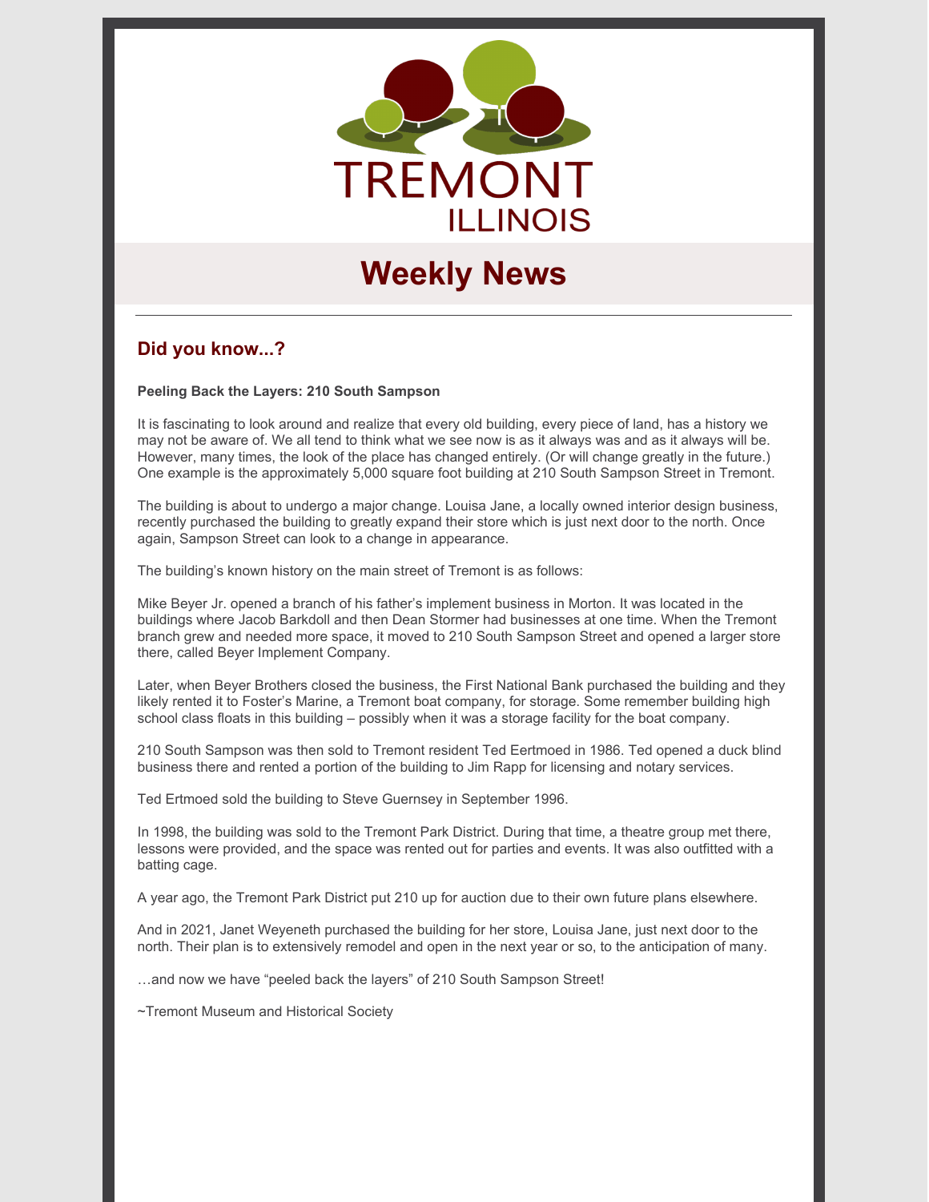# TREMONT ILLINOIS

## Weekly News

---

### Did you know...?

**Peeling Back the Layers: 210 South Sampson**

It is fascinating to look around and realize that every old building, every piece of land, has a history we may not be aware of. We all tend to think what we see now is as it always was and as it always will be. However, many times, the look of the place has changed entirely. (Or will change greatly in the future.) One example is the approximately 5,000 square foot building at 210 South Sampson Street in Tremont.

The building is about to undergo a major change. Louisa Jane, a locally owned interior design business, recently purchased the building to greatly expand their store which is just next door to the north. Once again, Sampson Street can look to a change in appearance.

The building's known history on the main street of Tremont is as follows:

Mike Beyer Jr. opened a branch of his father's implement business in Morton. It was located in the buildings where Jacob Barkdoll and then Dean Stormer had businesses at one time. When the Tremont branch grew and needed more space, it moved to 210 South Sampson Street and opened a larger store there, called Beyer Implement Company.

Later, when Beyer Brothers closed the business, the First National Bank purchased the building and they likely rented it to Foster's Marine, a Tremont boat company, for storage. Some remember building high school class floats in this building – possibly when it was a storage facility for the boat company.

210 South Sampson was then sold to Tremont resident Ted Eertmoed in 1986. Ted opened a duck blind business there and rented a portion of the building to Jim Rapp for licensing and notary services.

Ted Ertmoed sold the building to Steve Guernsey in September 1996.

In 1998, the building was sold to the Tremont Park District. During that time, a theatre group met there, lessons were provided, and the space was rented out for parties and events. It was also outfitted with a batting cage.

A year ago, the Tremont Park District put 210 up for auction due to their own future plans elsewhere.

And in 2021, Janet Weyeneth purchased the building for her store, Louisa Jane, just next door to the north. Their plan is to extensively remodel and open in the next year or so, to the anticipation of many.

…and now we have "peeled back the layers" of 210 South Sampson Street!

~Tremont Museum and Historical Society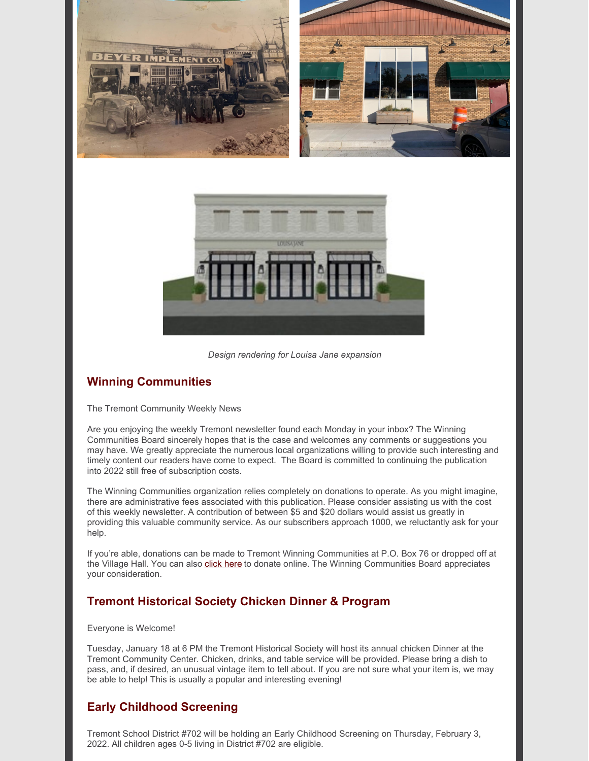*Design rendering for Louisa Jane expansion*

## Winning Communities

The Tremont Community Weekly News

Are you enjoying the weekly Tremont newsletter found each Monday in your inbox? The Winning Communities Board sincerely hopes that is the case and welcomes any comments or suggestions you may have. We greatly appreciate the numerous local organizations willing to provide such interesting and timely content our readers have come to expect. The Board is committed to continuing the publication into 2022 still free of subscription costs.

The Winning Communities organization relies completely on donations to operate. As you might imagine, there are administrative fees associated with this publication. Please consider assisting us with the cost of this weekly newsletter. A contribution of between $5 and $20 dollars would assist us greatly in providing this valuable community service. As our subscribers approach 1000, we reluctantly ask for your help.

If you're able, donations can be made to Tremont Winning Communities at P.O. Box 76 or dropped off at the Village Hall. You can also click here to donate online. The Winning Communities Board appreciates your consideration.

## Tremont Historical Society Chicken Dinner & Program

Everyone is Welcome!

Tuesday, January 18 at 6 PM the Tremont Historical Society will host its annual chicken Dinner at the Tremont Community Center. Chicken, drinks, and table service will be provided. Please bring a dish to pass, and, if desired, an unusual vintage item to tell about. If you are not sure what your item is, we may be able to help! This is usually a popular and interesting evening!

## Early Childhood Screening

Tremont School District #702 will be holding an Early Childhood Screening on Thursday, February 3, 2022. All children ages 0-5 living in District #702 are eligible.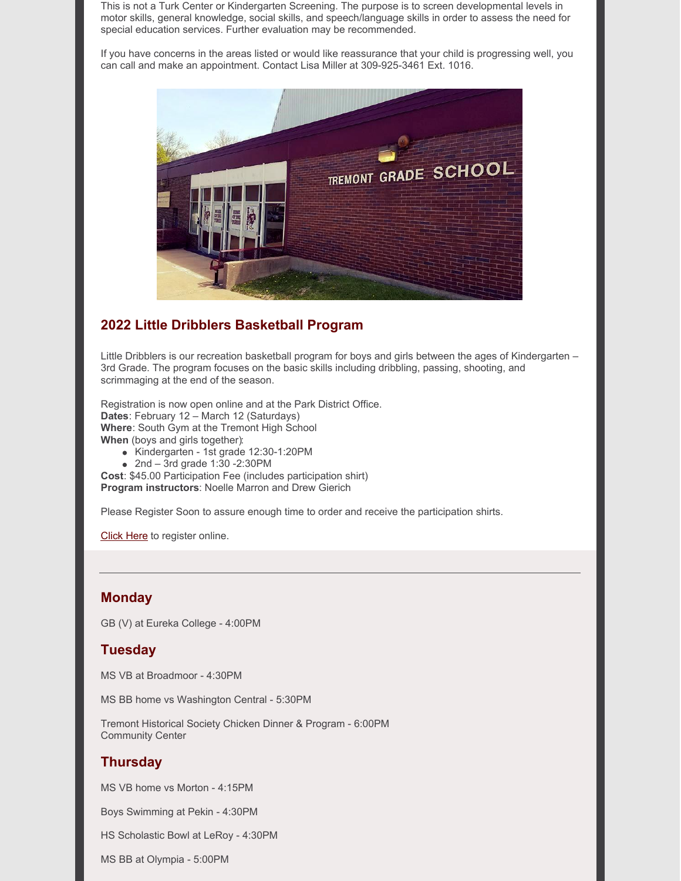This is not a Turk Center or Kindergarten Screening. The purpose is to screen developmental levels in motor skills, general knowledge, social skills, and speech/language skills in order to assess the need for special education services. Further evaluation may be recommended.

If you have concerns in the areas listed or would like reassurance that your child is progressing well, you can call and make an appointment. Contact Lisa Miller at 309-925-3461 Ext. 1016.

## 2022 Little Dribblers Basketball Program

Little Dribblers is our recreation basketball program for boys and girls between the ages of Kindergarten – 3rd Grade. The program focuses on the basic skills including dribbling, passing, shooting, and scrimmaging at the end of the season.

Registration is now open online and at the Park District Office.
**Dates**: February 12 – March 12 (Saturdays)
**Where**: South Gym at the Tremont High School
**When** (boys and girls together):

- Kindergarten - 1st grade 12:30-1:20PM
- 2nd – 3rd grade 1:30 -2:30PM

**Cost**: $45.00 Participation Fee (includes participation shirt)
**Program instructors**: Noelle Marron and Drew Gierich

Please Register Soon to assure enough time to order and receive the participation shirts.

Click Here to register online.

---

## Monday

GB (V) at Eureka College - 4:00PM

## Tuesday

MS VB at Broadmoor - 4:30PM

MS BB home vs Washington Central - 5:30PM

Tremont Historical Society Chicken Dinner & Program - 6:00PM
Community Center

## Thursday

MS VB home vs Morton - 4:15PM

Boys Swimming at Pekin - 4:30PM

HS Scholastic Bowl at LeRoy - 4:30PM

MS BB at Olympia - 5:00PM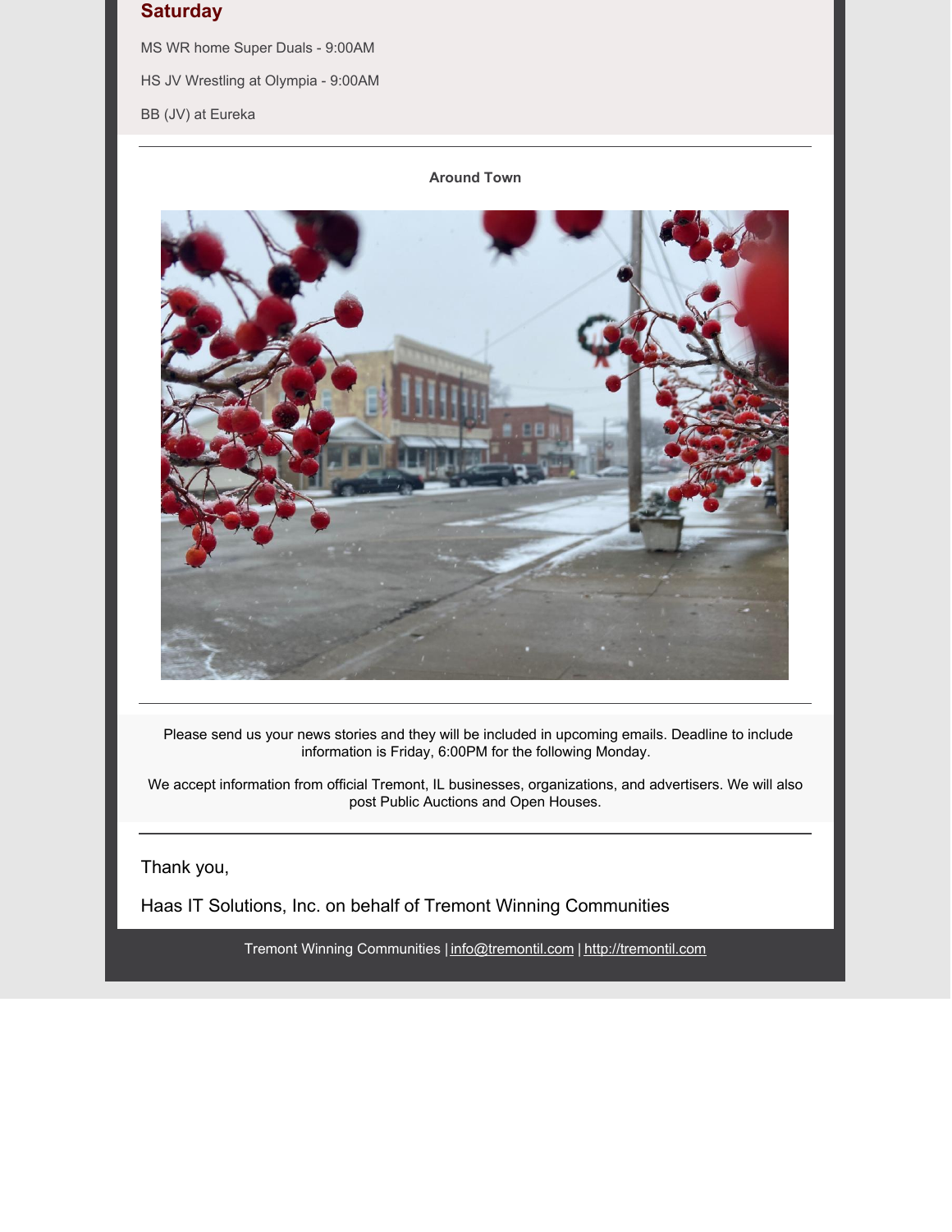## Saturday

MS WR home Super Duals - 9:00AM

HS JV Wrestling at Olympia - 9:00AM

BB (JV) at Eureka

---

**Around Town**

---

Please send us your news stories and they will be included in upcoming emails. Deadline to include information is Friday, 6:00PM for the following Monday.

We accept information from official Tremont, IL businesses, organizations, and advertisers. We will also post Public Auctions and Open Houses.

---

Thank you,

Haas IT Solutions, Inc. on behalf of Tremont Winning Communities

Tremont Winning Communities | info@tremontil.com | http://tremontil.com